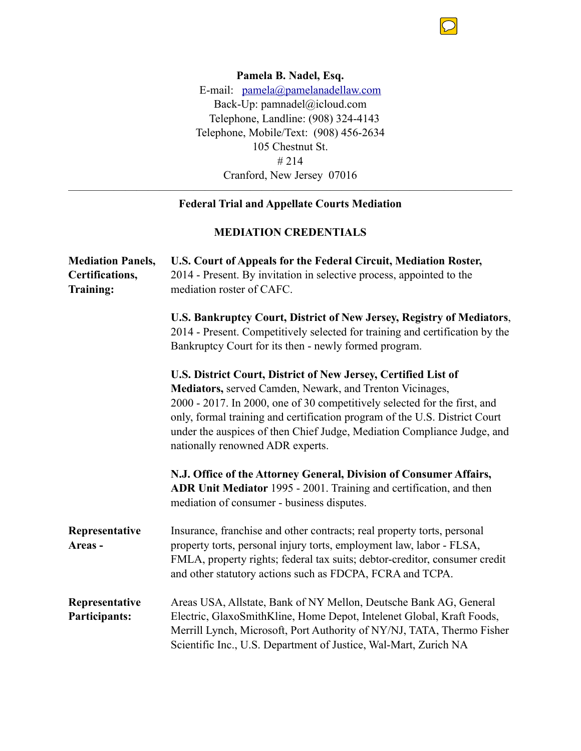**Pamela B. Nadel, Esq.**
E-mail: [pamela@pamelanadellaw.com](mailto:pamela@pamelanadellaw.com)
Back-Up: pamnadel@icloud.com
Telephone, Landline: (908) 324-4143
Telephone, Mobile/Text: (908) 456-2634
105 Chestnut St.
# 214
Cranford, New Jersey 07016

---

**Federal Trial and Appellate Courts Mediation**

**MEDIATION CREDENTIALS**

**Mediation Panels, Certifications, Training:**

**U.S. Court of Appeals for the Federal Circuit, Mediation Roster,** 2014 - Present. By invitation in selective process, appointed to the mediation roster of CAFC.

**U.S. Bankruptcy Court, District of New Jersey, Registry of Mediators**, 2014 - Present. Competitively selected for training and certification by the Bankruptcy Court for its then - newly formed program.

**U.S. District Court, District of New Jersey, Certified List of Mediators,** served Camden, Newark, and Trenton Vicinages, 2000 - 2017. In 2000, one of 30 competitively selected for the first, and only, formal training and certification program of the U.S. District Court under the auspices of then Chief Judge, Mediation Compliance Judge, and nationally renowned ADR experts.

**N.J. Office of the Attorney General, Division of Consumer Affairs, ADR Unit Mediator** 1995 - 2001. Training and certification, and then mediation of consumer - business disputes.

**Representative Areas -**

Insurance, franchise and other contracts; real property torts, personal property torts, personal injury torts, employment law, labor - FLSA, FMLA, property rights; federal tax suits; debtor-creditor, consumer credit and other statutory actions such as FDCPA, FCRA and TCPA.

**Representative Participants:**

Areas USA, Allstate, Bank of NY Mellon, Deutsche Bank AG, General Electric, GlaxoSmithKline, Home Depot, Intelenet Global, Kraft Foods, Merrill Lynch, Microsoft, Port Authority of NY/NJ, TATA, Thermo Fisher Scientific Inc., U.S. Department of Justice, Wal-Mart, Zurich NA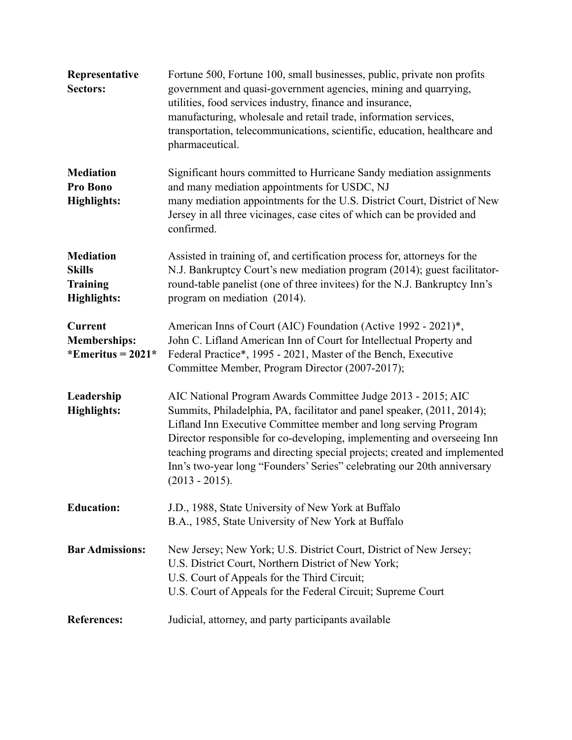| | |
|---|---|
| **Representative Sectors:** | Fortune 500, Fortune 100, small businesses, public, private non profits government and quasi-government agencies, mining and quarrying, utilities, food services industry, finance and insurance, manufacturing, wholesale and retail trade, information services, transportation, telecommunications, scientific, education, healthcare and pharmaceutical. |
| **Mediation Pro Bono Highlights:** | Significant hours committed to Hurricane Sandy mediation assignments and many mediation appointments for USDC, NJ many mediation appointments for the U.S. District Court, District of New Jersey in all three vicinages, case cites of which can be provided and confirmed. |
| **Mediation Skills Training Highlights:** | Assisted in training of, and certification process for, attorneys for the N.J. Bankruptcy Court's new mediation program (2014); guest facilitator-round-table panelist (one of three invitees) for the N.J. Bankruptcy Inn's program on mediation (2014). |
| **Current Memberships: *Emeritus = 2021*** | American Inns of Court (AIC) Foundation (Active 1992 - 2021)*, John C. Lifland American Inn of Court for Intellectual Property and Federal Practice*, 1995 - 2021, Master of the Bench, Executive Committee Member, Program Director (2007-2017); |
| **Leadership Highlights:** | AIC National Program Awards Committee Judge 2013 - 2015; AIC Summits, Philadelphia, PA, facilitator and panel speaker, (2011, 2014); Lifland Inn Executive Committee member and long serving Program Director responsible for co-developing, implementing and overseeing Inn teaching programs and directing special projects; created and implemented Inn's two-year long "Founders' Series" celebrating our 20th anniversary (2013 - 2015). |
| **Education:** | J.D., 1988, State University of New York at Buffalo<br>B.A., 1985, State University of New York at Buffalo |
| **Bar Admissions:** | New Jersey; New York; U.S. District Court, District of New Jersey; U.S. District Court, Northern District of New York; U.S. Court of Appeals for the Third Circuit; U.S. Court of Appeals for the Federal Circuit; Supreme Court |
| **References:** | Judicial, attorney, and party participants available |